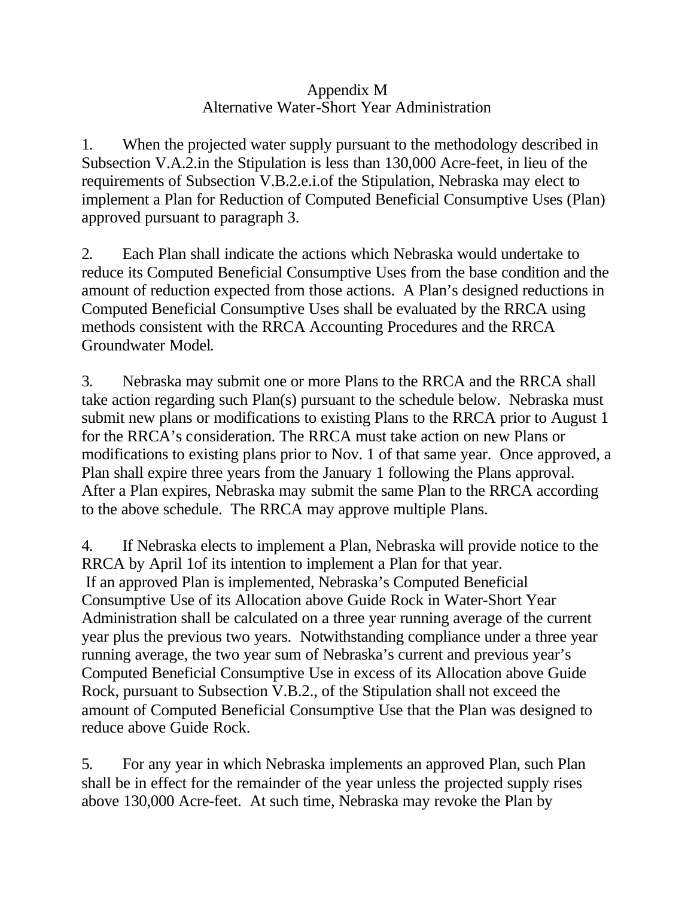# Appendix M
## Alternative Water-Short Year Administration

1. When the projected water supply pursuant to the methodology described in Subsection V.A.2.in the Stipulation is less than 130,000 Acre-feet, in lieu of the requirements of Subsection V.B.2.e.i.of the Stipulation, Nebraska may elect to implement a Plan for Reduction of Computed Beneficial Consumptive Uses (Plan) approved pursuant to paragraph 3.

2. Each Plan shall indicate the actions which Nebraska would undertake to reduce its Computed Beneficial Consumptive Uses from the base condition and the amount of reduction expected from those actions. A Plan's designed reductions in Computed Beneficial Consumptive Uses shall be evaluated by the RRCA using methods consistent with the RRCA Accounting Procedures and the RRCA Groundwater Model.

3. Nebraska may submit one or more Plans to the RRCA and the RRCA shall take action regarding such Plan(s) pursuant to the schedule below. Nebraska must submit new plans or modifications to existing Plans to the RRCA prior to August 1 for the RRCA's consideration. The RRCA must take action on new Plans or modifications to existing plans prior to Nov. 1 of that same year. Once approved, a Plan shall expire three years from the January 1 following the Plans approval. After a Plan expires, Nebraska may submit the same Plan to the RRCA according to the above schedule. The RRCA may approve multiple Plans.

4. If Nebraska elects to implement a Plan, Nebraska will provide notice to the RRCA by April 1of its intention to implement a Plan for that year. If an approved Plan is implemented, Nebraska's Computed Beneficial Consumptive Use of its Allocation above Guide Rock in Water-Short Year Administration shall be calculated on a three year running average of the current year plus the previous two years. Notwithstanding compliance under a three year running average, the two year sum of Nebraska's current and previous year's Computed Beneficial Consumptive Use in excess of its Allocation above Guide Rock, pursuant to Subsection V.B.2., of the Stipulation shall not exceed the amount of Computed Beneficial Consumptive Use that the Plan was designed to reduce above Guide Rock.

5. For any year in which Nebraska implements an approved Plan, such Plan shall be in effect for the remainder of the year unless the projected supply rises above 130,000 Acre-feet. At such time, Nebraska may revoke the Plan by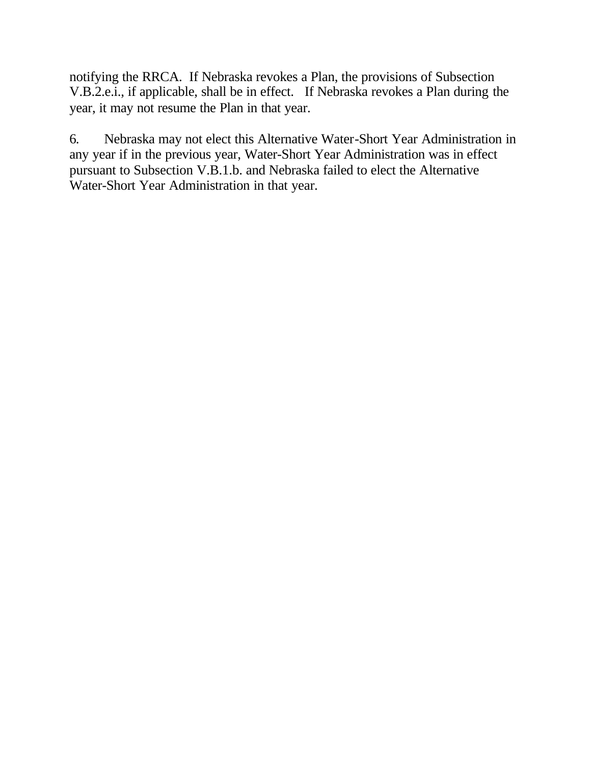notifying the RRCA. If Nebraska revokes a Plan, the provisions of Subsection V.B.2.e.i., if applicable, shall be in effect. If Nebraska revokes a Plan during the year, it may not resume the Plan in that year.

6. Nebraska may not elect this Alternative Water-Short Year Administration in any year if in the previous year, Water-Short Year Administration was in effect pursuant to Subsection V.B.1.b. and Nebraska failed to elect the Alternative Water-Short Year Administration in that year.